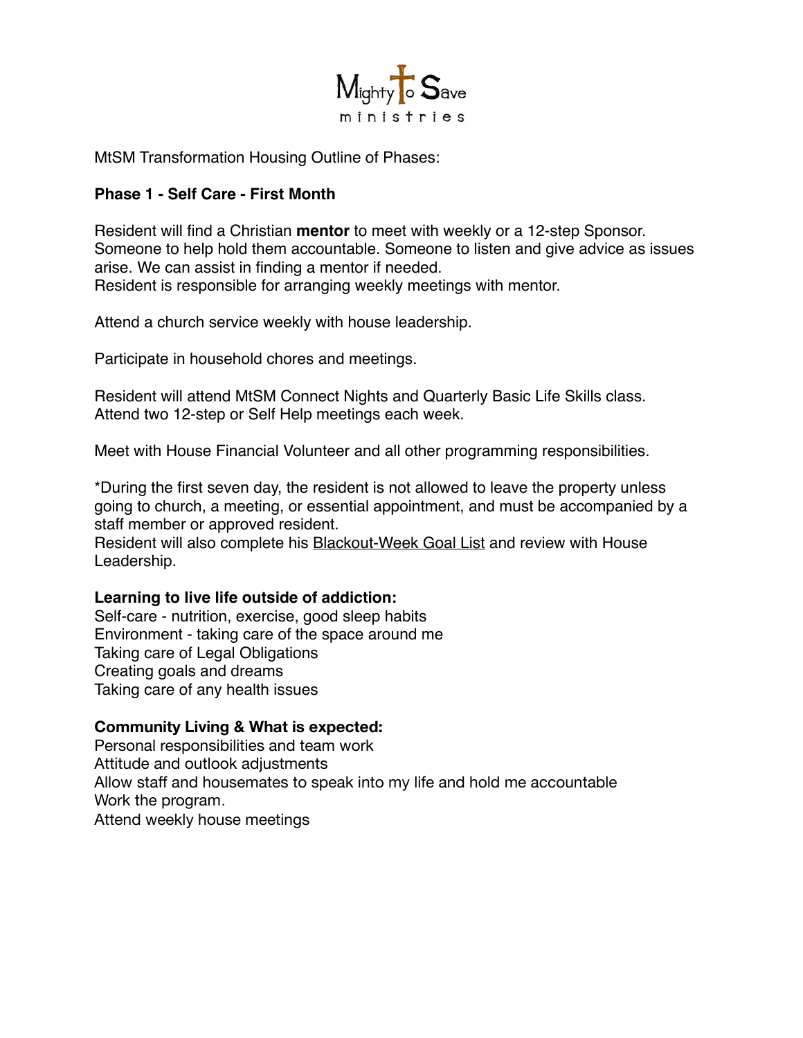MtSM Transformation Housing Outline of Phases:

**Phase 1 - Self Care - First Month**

Resident will find a Christian **mentor** to meet with weekly or a 12-step Sponsor. Someone to help hold them accountable. Someone to listen and give advice as issues arise. We can assist in finding a mentor if needed.
Resident is responsible for arranging weekly meetings with mentor.

Attend a church service weekly with house leadership.

Participate in household chores and meetings.

Resident will attend MtSM Connect Nights and Quarterly Basic Life Skills class.
Attend two 12-step or Self Help meetings each week.

Meet with House Financial Volunteer and all other programming responsibilities.

*During the first seven day, the resident is not allowed to leave the property unless going to church, a meeting, or essential appointment, and must be accompanied by a staff member or approved resident.
Resident will also complete his <u>Blackout-Week Goal List</u> and review with House Leadership.

**Learning to live life outside of addiction:**
Self-care - nutrition, exercise, good sleep habits
Environment - taking care of the space around me
Taking care of Legal Obligations
Creating goals and dreams
Taking care of any health issues

**Community Living & What is expected:**
Personal responsibilities and team work
Attitude and outlook adjustments
Allow staff and housemates to speak into my life and hold me accountable
Work the program.
Attend weekly house meetings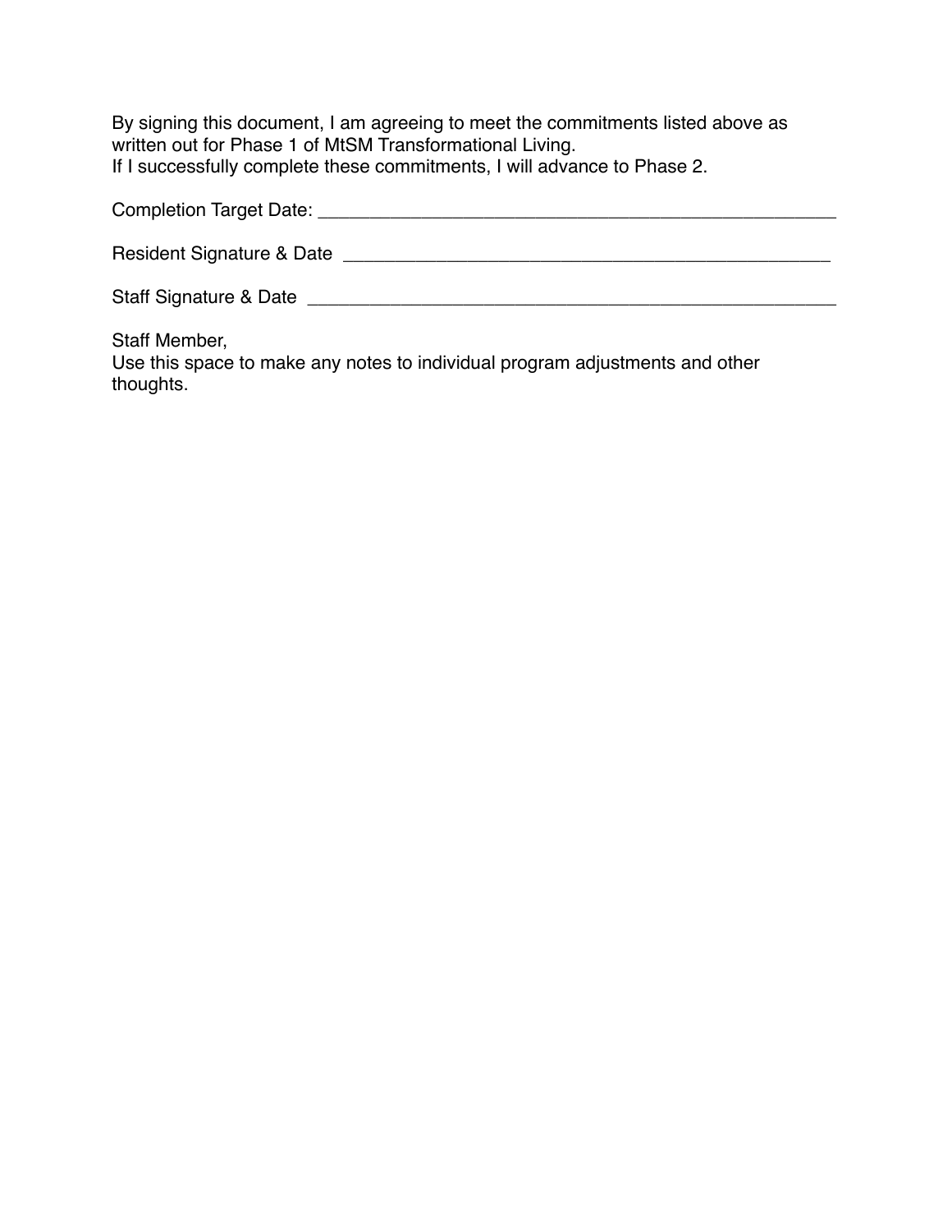By signing this document, I am agreeing to meet the commitments listed above as written out for Phase 1 of MtSM Transformational Living.
If I successfully complete these commitments, I will advance to Phase 2.

Completion Target Date: ______________________________________________

Resident Signature & Date ____________________________________________

Staff Signature & Date _______________________________________________

Staff Member,
Use this space to make any notes to individual program adjustments and other thoughts.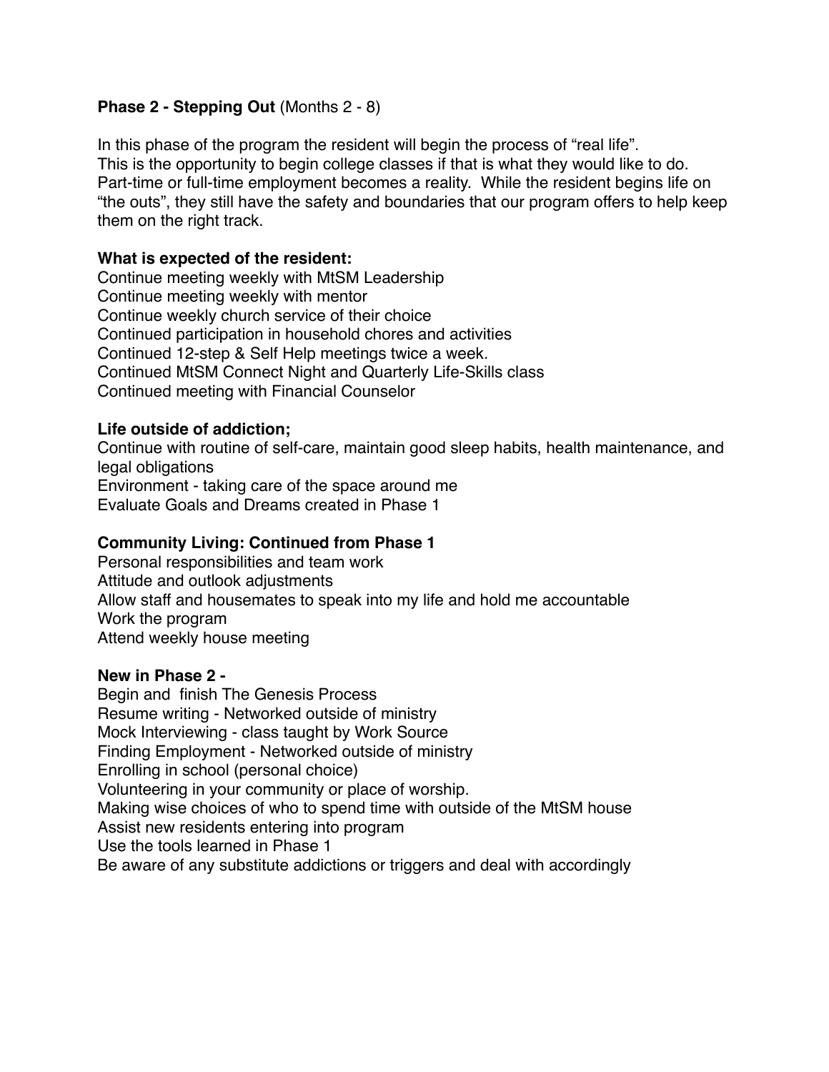**Phase 2 - Stepping Out** (Months 2 - 8)

In this phase of the program the resident will begin the process of "real life". This is the opportunity to begin college classes if that is what they would like to do. Part-time or full-time employment becomes a reality. While the resident begins life on "the outs", they still have the safety and boundaries that our program offers to help keep them on the right track.

**What is expected of the resident:**

Continue meeting weekly with MtSM Leadership
Continue meeting weekly with mentor
Continue weekly church service of their choice
Continued participation in household chores and activities
Continued 12-step & Self Help meetings twice a week.
Continued MtSM Connect Night and Quarterly Life-Skills class
Continued meeting with Financial Counselor

**Life outside of addiction;**

Continue with routine of self-care, maintain good sleep habits, health maintenance, and legal obligations
Environment - taking care of the space around me
Evaluate Goals and Dreams created in Phase 1

**Community Living: Continued from Phase 1**

Personal responsibilities and team work
Attitude and outlook adjustments
Allow staff and housemates to speak into my life and hold me accountable
Work the program
Attend weekly house meeting

**New in Phase 2 -**

Begin and finish The Genesis Process
Resume writing - Networked outside of ministry
Mock Interviewing - class taught by Work Source
Finding Employment - Networked outside of ministry
Enrolling in school (personal choice)
Volunteering in your community or place of worship.
Making wise choices of who to spend time with outside of the MtSM house
Assist new residents entering into program
Use the tools learned in Phase 1
Be aware of any substitute addictions or triggers and deal with accordingly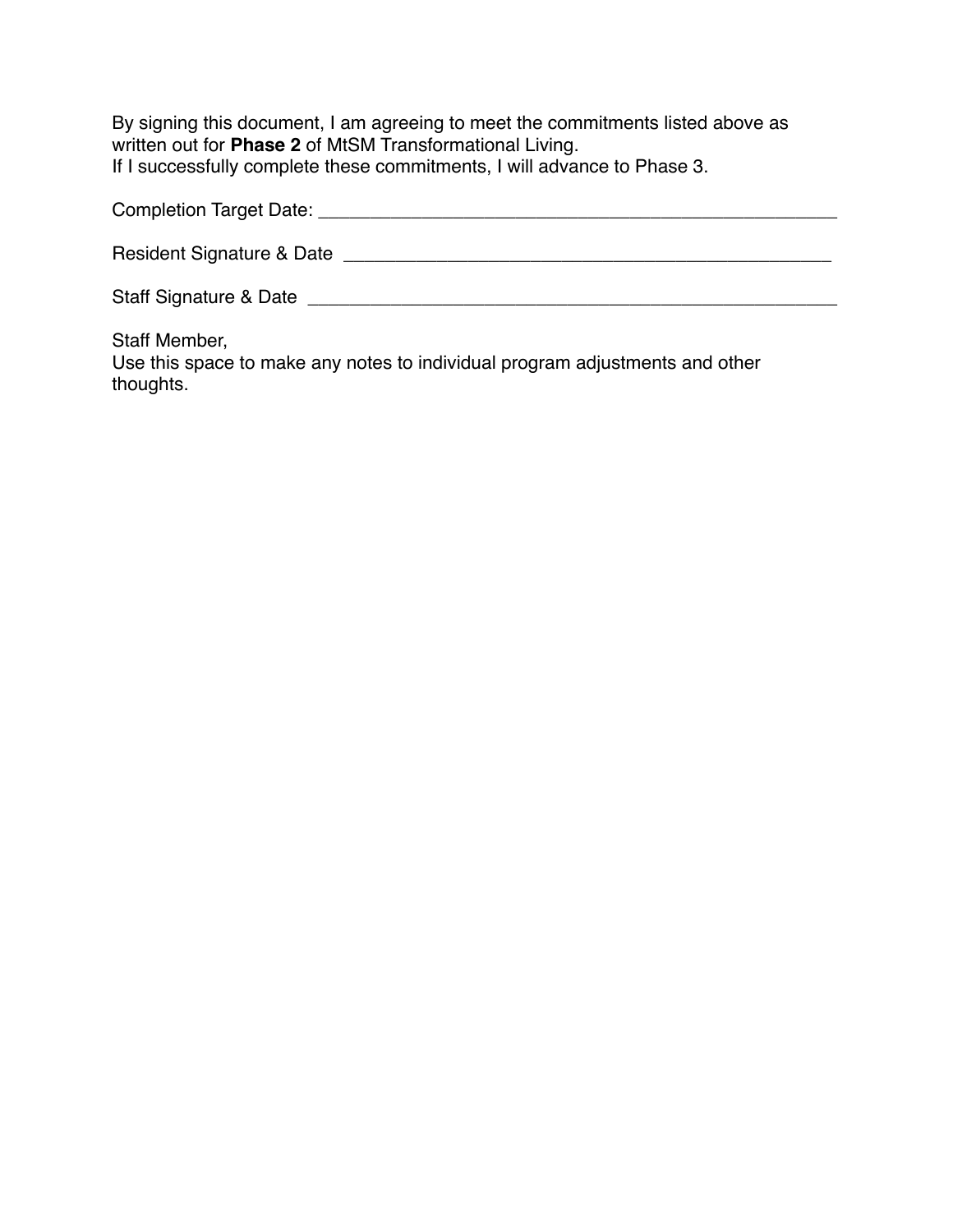By signing this document, I am agreeing to meet the commitments listed above as written out for **Phase 2** of MtSM Transformational Living.
If I successfully complete these commitments, I will advance to Phase 3.

Completion Target Date: ____________________________________________________

Resident Signature & Date ________________________________________________

Staff Signature & Date ____________________________________________________

Staff Member,
Use this space to make any notes to individual program adjustments and other thoughts.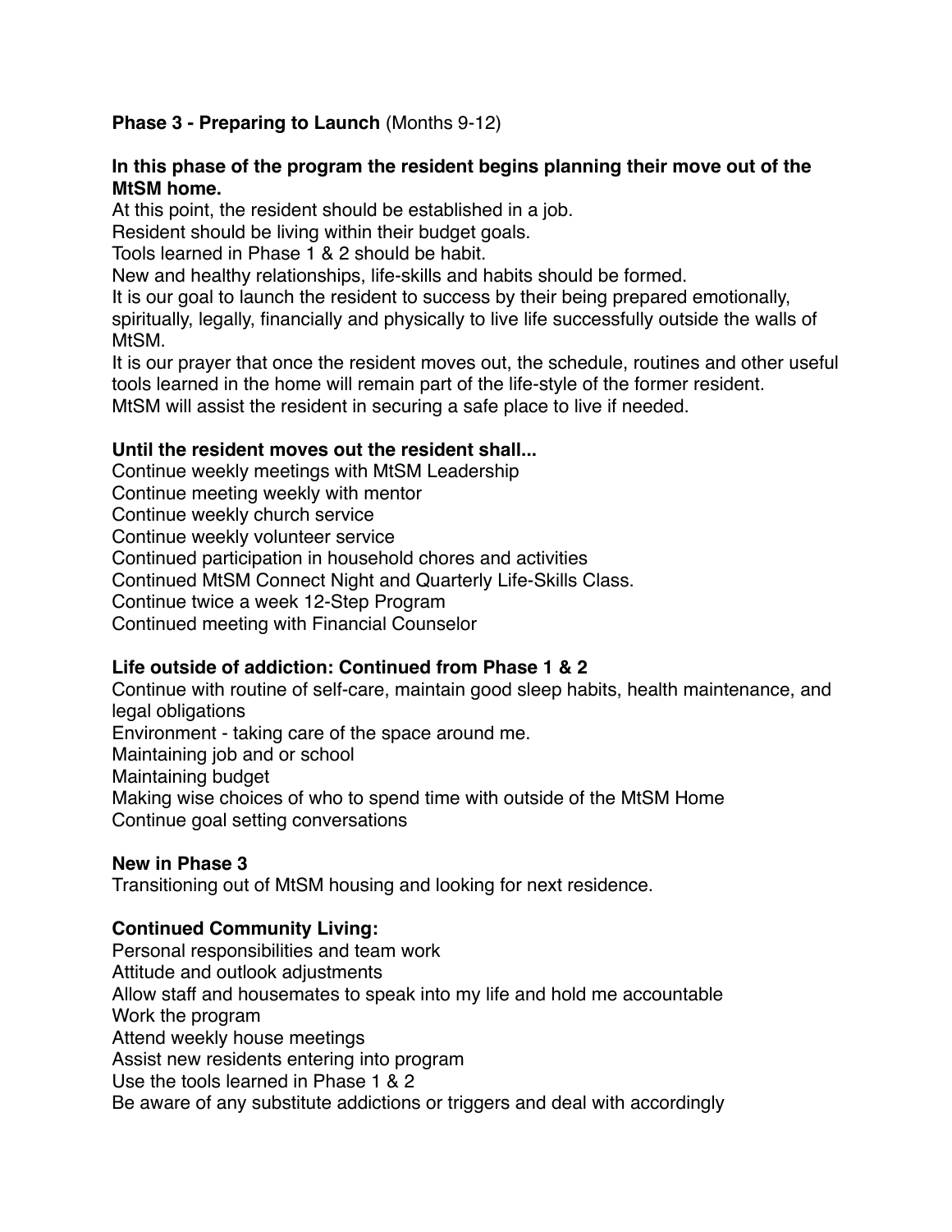**Phase 3 - Preparing to Launch** (Months 9-12)

**In this phase of the program the resident begins planning their move out of the MtSM home.**

At this point, the resident should be established in a job.
Resident should be living within their budget goals.
Tools learned in Phase 1 & 2 should be habit.
New and healthy relationships, life-skills and habits should be formed.
It is our goal to launch the resident to success by their being prepared emotionally, spiritually, legally, financially and physically to live life successfully outside the walls of MtSM.
It is our prayer that once the resident moves out, the schedule, routines and other useful tools learned in the home will remain part of the life-style of the former resident.
MtSM will assist the resident in securing a safe place to live if needed.

**Until the resident moves out the resident shall...**

Continue weekly meetings with MtSM Leadership
Continue meeting weekly with mentor
Continue weekly church service
Continue weekly volunteer service
Continued participation in household chores and activities
Continued MtSM Connect Night and Quarterly Life-Skills Class.
Continue twice a week 12-Step Program
Continued meeting with Financial Counselor

**Life outside of addiction: Continued from Phase 1 & 2**

Continue with routine of self-care, maintain good sleep habits, health maintenance, and legal obligations
Environment - taking care of the space around me.
Maintaining job and or school
Maintaining budget
Making wise choices of who to spend time with outside of the MtSM Home
Continue goal setting conversations

**New in Phase 3**

Transitioning out of MtSM housing and looking for next residence.

**Continued Community Living:**

Personal responsibilities and team work
Attitude and outlook adjustments
Allow staff and housemates to speak into my life and hold me accountable
Work the program
Attend weekly house meetings
Assist new residents entering into program
Use the tools learned in Phase 1 & 2
Be aware of any substitute addictions or triggers and deal with accordingly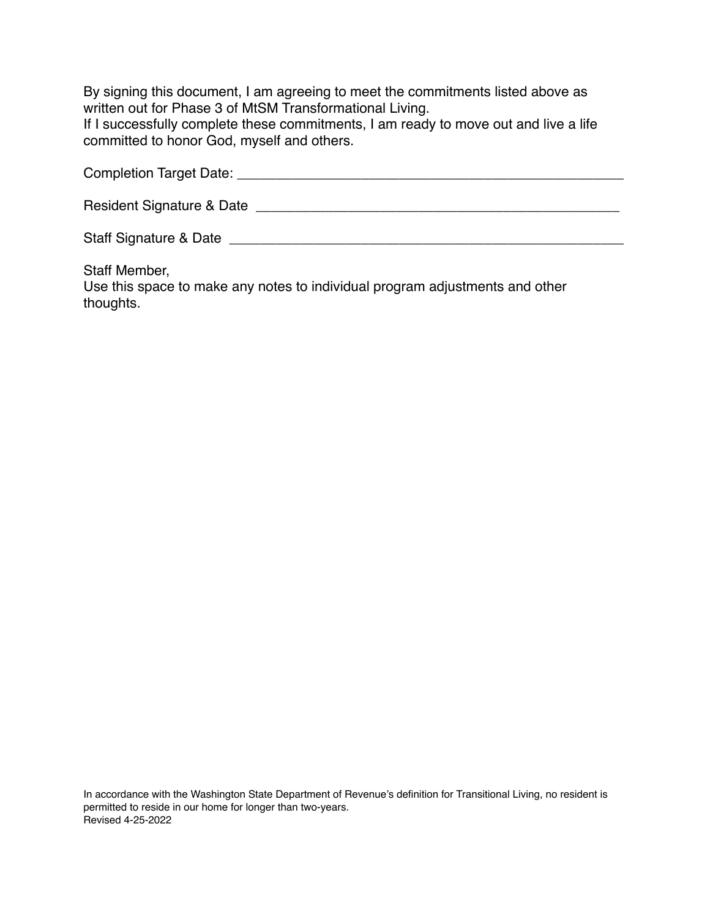By signing this document, I am agreeing to meet the commitments listed above as written out for Phase 3 of MtSM Transformational Living.
If I successfully complete these commitments, I am ready to move out and live a life committed to honor God, myself and others.

Completion Target Date: ___________________________________________________

Resident Signature & Date ________________________________________________

Staff Signature & Date ___________________________________________________

Staff Member,
Use this space to make any notes to individual program adjustments and other thoughts.

In accordance with the Washington State Department of Revenue's definition for Transitional Living, no resident is permitted to reside in our home for longer than two-years.
Revised 4-25-2022